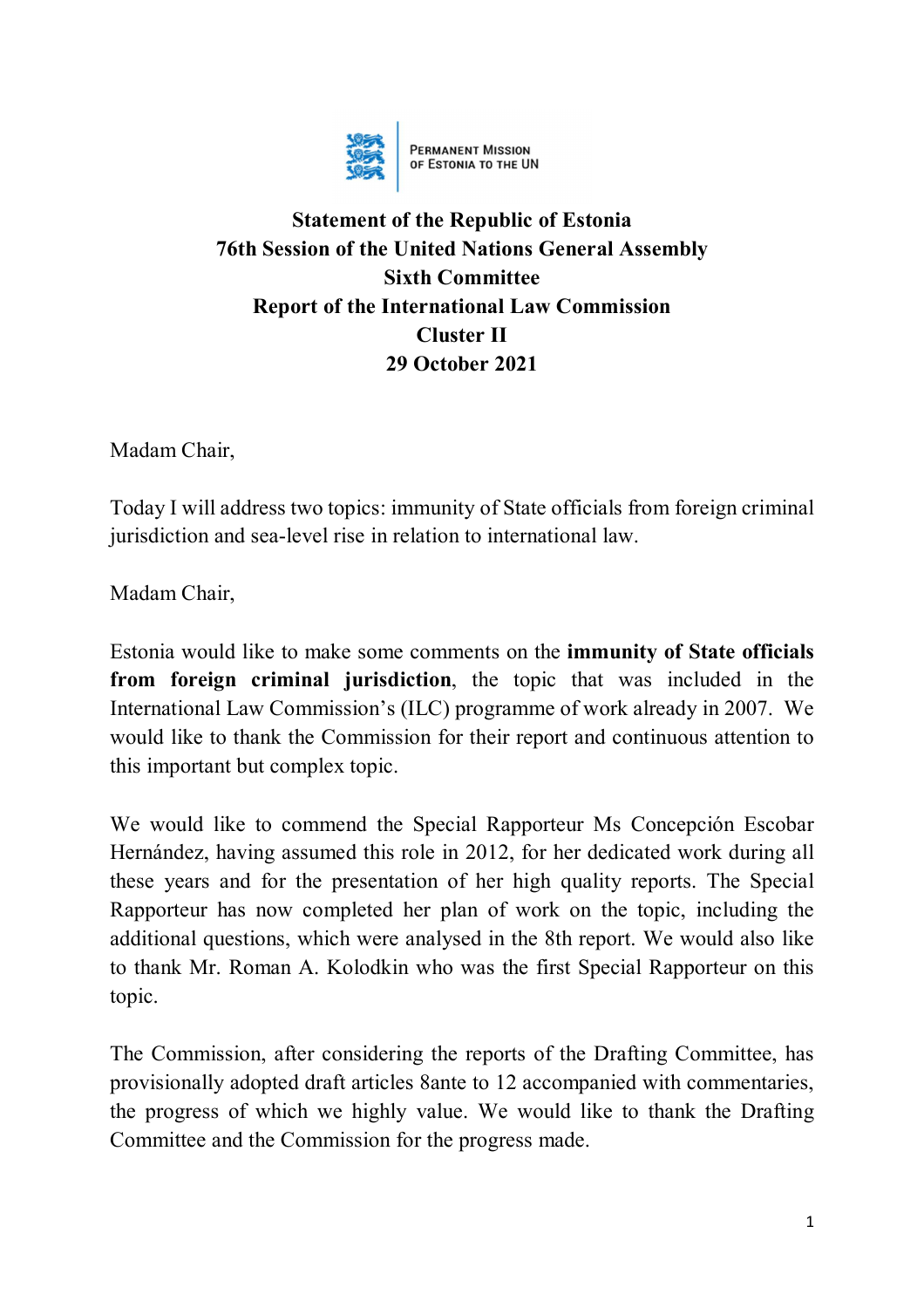PERMANENT MISSION OF ESTONIA TO THE UN

**Statement of the Republic of Estonia**
**76th Session of the United Nations General Assembly**
**Sixth Committee**
**Report of the International Law Commission**
**Cluster II**
**29 October 2021**

Madam Chair,

Today I will address two topics: immunity of State officials from foreign criminal jurisdiction and sea-level rise in relation to international law.

Madam Chair,

Estonia would like to make some comments on the **immunity of State officials from foreign criminal jurisdiction**, the topic that was included in the International Law Commission's (ILC) programme of work already in 2007. We would like to thank the Commission for their report and continuous attention to this important but complex topic.

We would like to commend the Special Rapporteur Ms Concepción Escobar Hernández, having assumed this role in 2012, for her dedicated work during all these years and for the presentation of her high quality reports. The Special Rapporteur has now completed her plan of work on the topic, including the additional questions, which were analysed in the 8th report. We would also like to thank Mr. Roman A. Kolodkin who was the first Special Rapporteur on this topic.

The Commission, after considering the reports of the Drafting Committee, has provisionally adopted draft articles 8ante to 12 accompanied with commentaries, the progress of which we highly value. We would like to thank the Drafting Committee and the Commission for the progress made.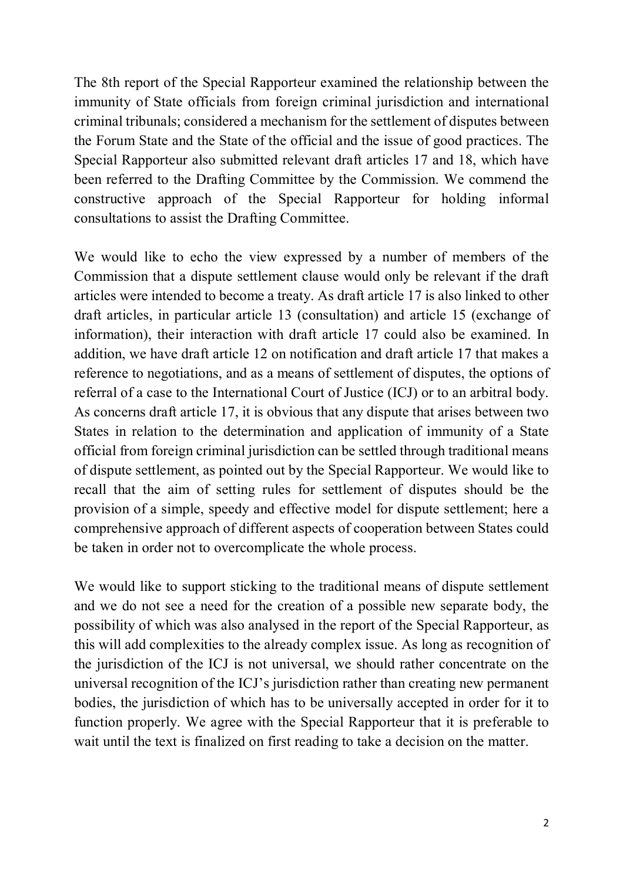The 8th report of the Special Rapporteur examined the relationship between the immunity of State officials from foreign criminal jurisdiction and international criminal tribunals; considered a mechanism for the settlement of disputes between the Forum State and the State of the official and the issue of good practices. The Special Rapporteur also submitted relevant draft articles 17 and 18, which have been referred to the Drafting Committee by the Commission. We commend the constructive approach of the Special Rapporteur for holding informal consultations to assist the Drafting Committee.

We would like to echo the view expressed by a number of members of the Commission that a dispute settlement clause would only be relevant if the draft articles were intended to become a treaty. As draft article 17 is also linked to other draft articles, in particular article 13 (consultation) and article 15 (exchange of information), their interaction with draft article 17 could also be examined. In addition, we have draft article 12 on notification and draft article 17 that makes a reference to negotiations, and as a means of settlement of disputes, the options of referral of a case to the International Court of Justice (ICJ) or to an arbitral body. As concerns draft article 17, it is obvious that any dispute that arises between two States in relation to the determination and application of immunity of a State official from foreign criminal jurisdiction can be settled through traditional means of dispute settlement, as pointed out by the Special Rapporteur. We would like to recall that the aim of setting rules for settlement of disputes should be the provision of a simple, speedy and effective model for dispute settlement; here a comprehensive approach of different aspects of cooperation between States could be taken in order not to overcomplicate the whole process.

We would like to support sticking to the traditional means of dispute settlement and we do not see a need for the creation of a possible new separate body, the possibility of which was also analysed in the report of the Special Rapporteur, as this will add complexities to the already complex issue. As long as recognition of the jurisdiction of the ICJ is not universal, we should rather concentrate on the universal recognition of the ICJ's jurisdiction rather than creating new permanent bodies, the jurisdiction of which has to be universally accepted in order for it to function properly. We agree with the Special Rapporteur that it is preferable to wait until the text is finalized on first reading to take a decision on the matter.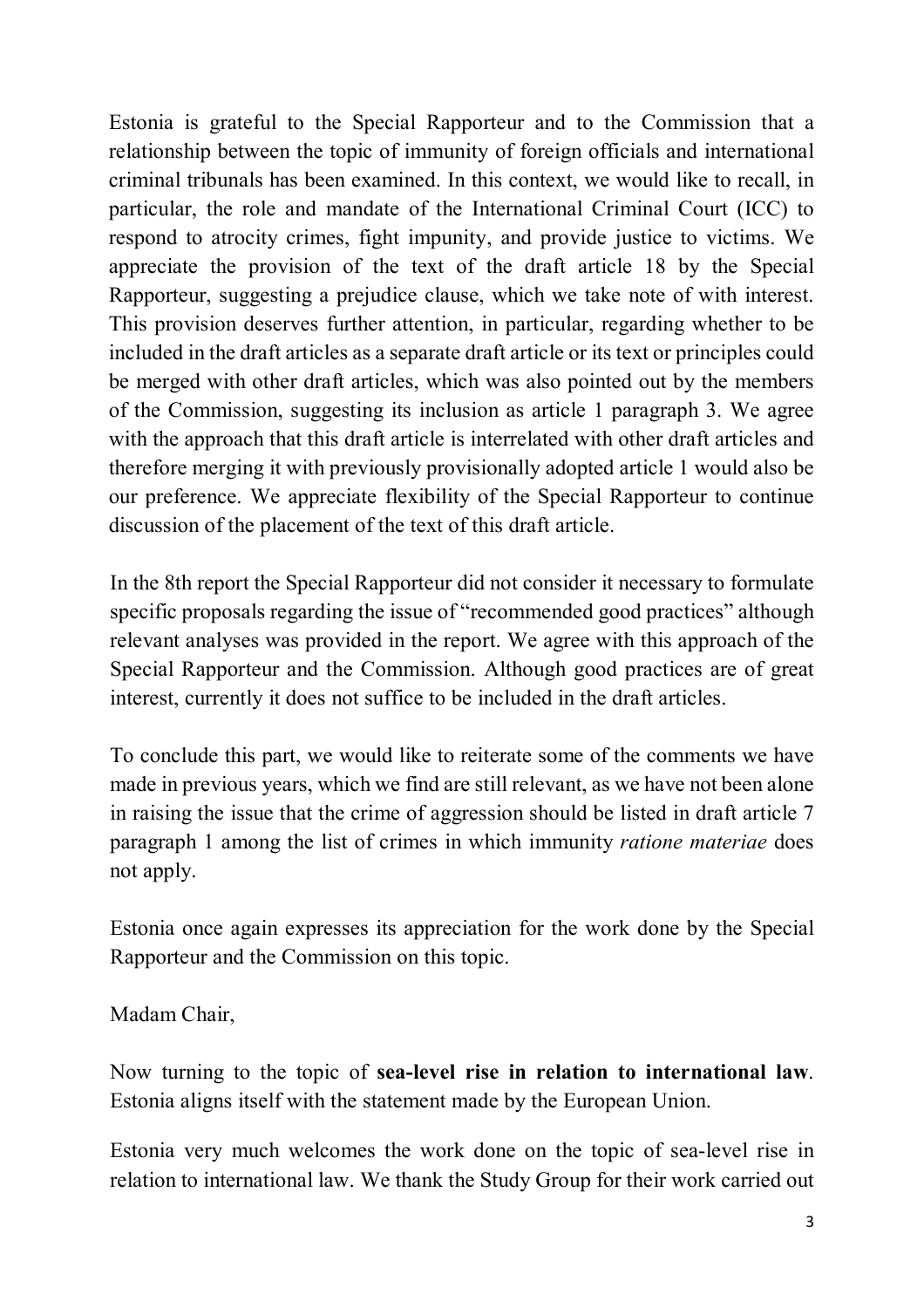Estonia is grateful to the Special Rapporteur and to the Commission that a relationship between the topic of immunity of foreign officials and international criminal tribunals has been examined. In this context, we would like to recall, in particular, the role and mandate of the International Criminal Court (ICC) to respond to atrocity crimes, fight impunity, and provide justice to victims. We appreciate the provision of the text of the draft article 18 by the Special Rapporteur, suggesting a prejudice clause, which we take note of with interest. This provision deserves further attention, in particular, regarding whether to be included in the draft articles as a separate draft article or its text or principles could be merged with other draft articles, which was also pointed out by the members of the Commission, suggesting its inclusion as article 1 paragraph 3. We agree with the approach that this draft article is interrelated with other draft articles and therefore merging it with previously provisionally adopted article 1 would also be our preference. We appreciate flexibility of the Special Rapporteur to continue discussion of the placement of the text of this draft article.

In the 8th report the Special Rapporteur did not consider it necessary to formulate specific proposals regarding the issue of "recommended good practices" although relevant analyses was provided in the report. We agree with this approach of the Special Rapporteur and the Commission. Although good practices are of great interest, currently it does not suffice to be included in the draft articles.

To conclude this part, we would like to reiterate some of the comments we have made in previous years, which we find are still relevant, as we have not been alone in raising the issue that the crime of aggression should be listed in draft article 7 paragraph 1 among the list of crimes in which immunity *ratione materiae* does not apply.

Estonia once again expresses its appreciation for the work done by the Special Rapporteur and the Commission on this topic.

Madam Chair,

Now turning to the topic of **sea-level rise in relation to international law**. Estonia aligns itself with the statement made by the European Union.

Estonia very much welcomes the work done on the topic of sea-level rise in relation to international law. We thank the Study Group for their work carried out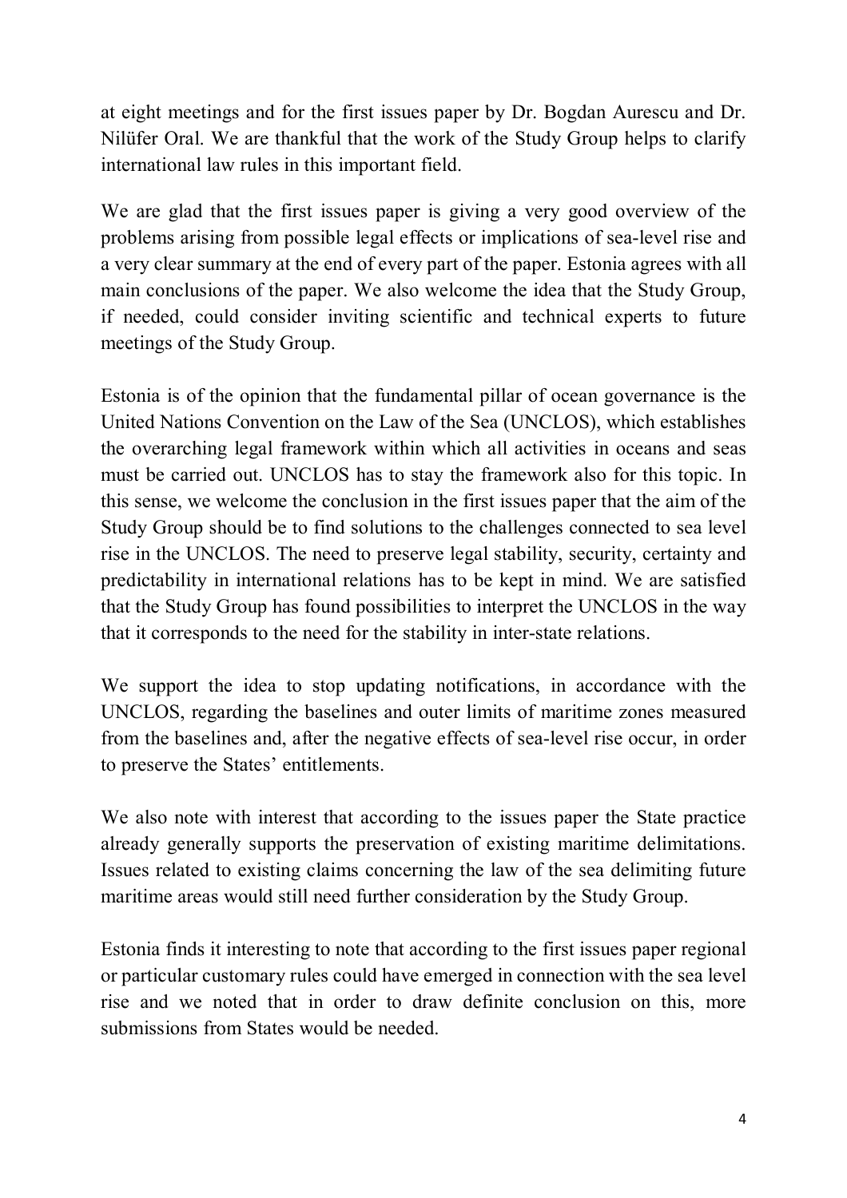at eight meetings and for the first issues paper by Dr. Bogdan Aurescu and Dr. Nilüfer Oral. We are thankful that the work of the Study Group helps to clarify international law rules in this important field.

We are glad that the first issues paper is giving a very good overview of the problems arising from possible legal effects or implications of sea-level rise and a very clear summary at the end of every part of the paper. Estonia agrees with all main conclusions of the paper. We also welcome the idea that the Study Group, if needed, could consider inviting scientific and technical experts to future meetings of the Study Group.

Estonia is of the opinion that the fundamental pillar of ocean governance is the United Nations Convention on the Law of the Sea (UNCLOS), which establishes the overarching legal framework within which all activities in oceans and seas must be carried out. UNCLOS has to stay the framework also for this topic. In this sense, we welcome the conclusion in the first issues paper that the aim of the Study Group should be to find solutions to the challenges connected to sea level rise in the UNCLOS. The need to preserve legal stability, security, certainty and predictability in international relations has to be kept in mind. We are satisfied that the Study Group has found possibilities to interpret the UNCLOS in the way that it corresponds to the need for the stability in inter-state relations.

We support the idea to stop updating notifications, in accordance with the UNCLOS, regarding the baselines and outer limits of maritime zones measured from the baselines and, after the negative effects of sea-level rise occur, in order to preserve the States' entitlements.

We also note with interest that according to the issues paper the State practice already generally supports the preservation of existing maritime delimitations. Issues related to existing claims concerning the law of the sea delimiting future maritime areas would still need further consideration by the Study Group.

Estonia finds it interesting to note that according to the first issues paper regional or particular customary rules could have emerged in connection with the sea level rise and we noted that in order to draw definite conclusion on this, more submissions from States would be needed.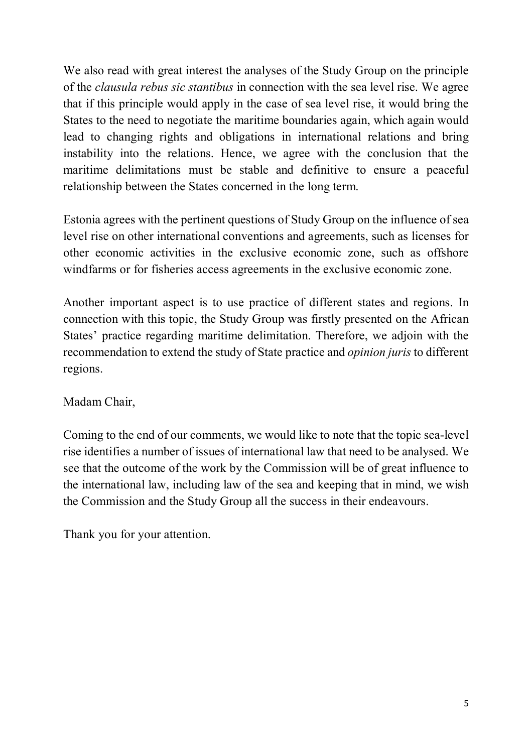We also read with great interest the analyses of the Study Group on the principle of the *clausula rebus sic stantibus* in connection with the sea level rise. We agree that if this principle would apply in the case of sea level rise, it would bring the States to the need to negotiate the maritime boundaries again, which again would lead to changing rights and obligations in international relations and bring instability into the relations. Hence, we agree with the conclusion that the maritime delimitations must be stable and definitive to ensure a peaceful relationship between the States concerned in the long term.

Estonia agrees with the pertinent questions of Study Group on the influence of sea level rise on other international conventions and agreements, such as licenses for other economic activities in the exclusive economic zone, such as offshore windfarms or for fisheries access agreements in the exclusive economic zone.

Another important aspect is to use practice of different states and regions. In connection with this topic, the Study Group was firstly presented on the African States' practice regarding maritime delimitation. Therefore, we adjoin with the recommendation to extend the study of State practice and *opinion juris* to different regions.

Madam Chair,

Coming to the end of our comments, we would like to note that the topic sea-level rise identifies a number of issues of international law that need to be analysed. We see that the outcome of the work by the Commission will be of great influence to the international law, including law of the sea and keeping that in mind, we wish the Commission and the Study Group all the success in their endeavours.

Thank you for your attention.